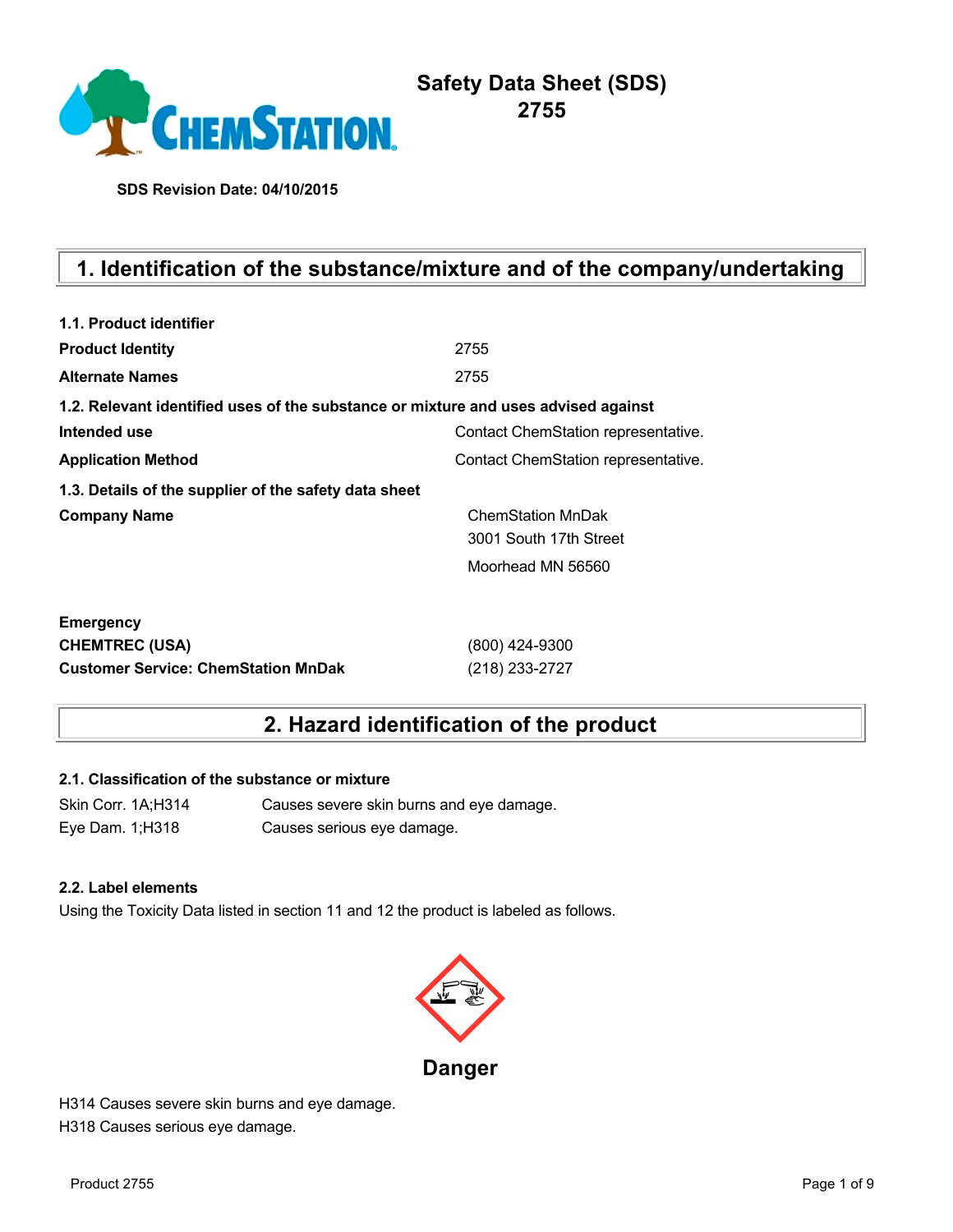# Safety Data Sheet (SDS)
# 2755

**SDS Revision Date: 04/10/2015**

## 1. Identification of the substance/mixture and of the company/undertaking

**1.1. Product identifier**

| | |
|---|---|
| **Product Identity** | 2755 |
| **Alternate Names** | 2755 |

**1.2. Relevant identified uses of the substance or mixture and uses advised against**

| | |
|---|---|
| **Intended use** | Contact ChemStation representative. |
| **Application Method** | Contact ChemStation representative. |

**1.3. Details of the supplier of the safety data sheet**

| | |
|---|---|
| **Company Name** | ChemStation MnDak<br>3001 South 17th Street<br>Moorhead MN 56560 |

| | |
|---|---|
| **Emergency** | |
| **CHEMTREC (USA)** | (800) 424-9300 |
| **Customer Service: ChemStation MnDak** | (218) 233-2727 |

## 2. Hazard identification of the product

**2.1. Classification of the substance or mixture**

| | |
|---|---|
| Skin Corr. 1A;H314 | Causes severe skin burns and eye damage. |
| Eye Dam. 1;H318 | Causes serious eye damage. |

**2.2. Label elements**

Using the Toxicity Data listed in section 11 and 12 the product is labeled as follows.

**Danger**

H314 Causes severe skin burns and eye damage.
H318 Causes serious eye damage.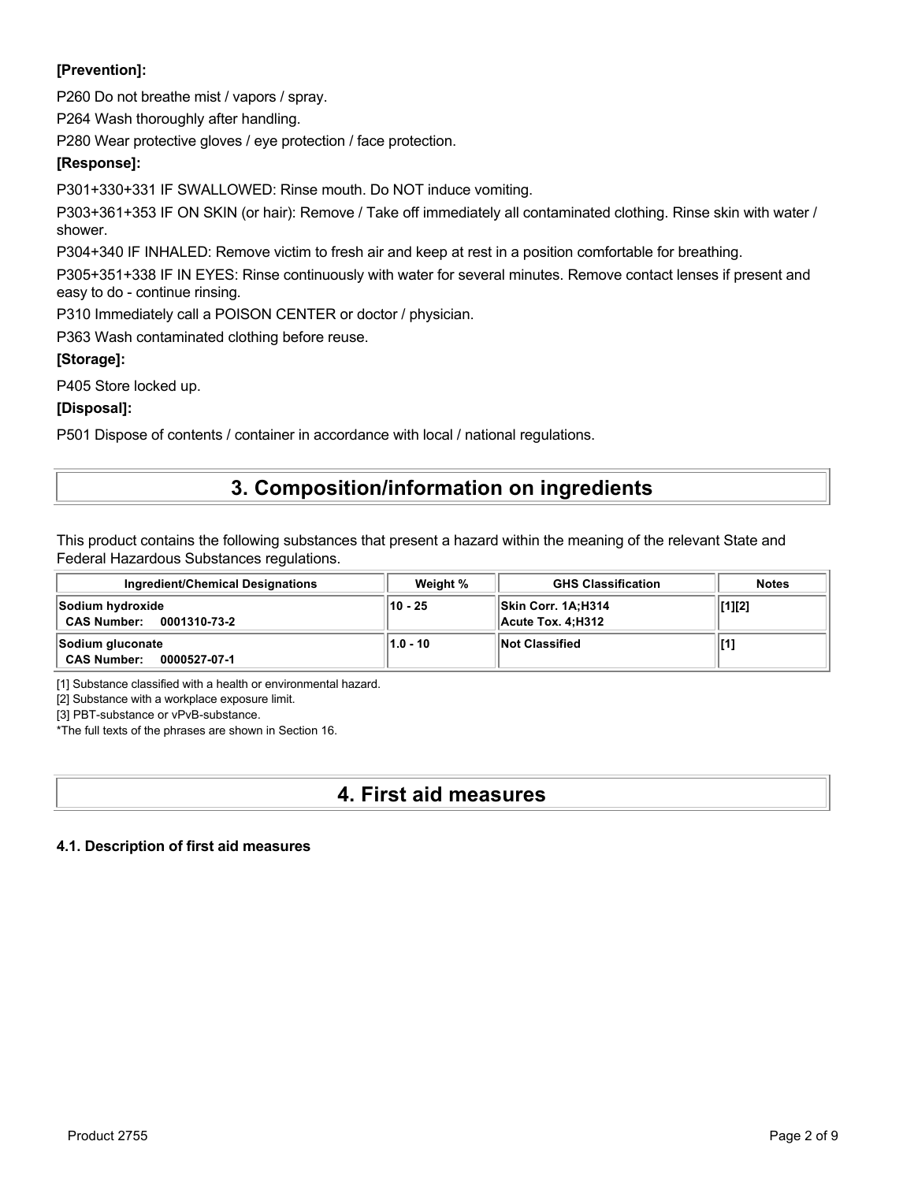**[Prevention]:**

P260 Do not breathe mist / vapors / spray.

P264 Wash thoroughly after handling.

P280 Wear protective gloves / eye protection / face protection.

**[Response]:**

P301+330+331 IF SWALLOWED: Rinse mouth. Do NOT induce vomiting.

P303+361+353 IF ON SKIN (or hair): Remove / Take off immediately all contaminated clothing. Rinse skin with water / shower.

P304+340 IF INHALED: Remove victim to fresh air and keep at rest in a position comfortable for breathing.

P305+351+338 IF IN EYES: Rinse continuously with water for several minutes. Remove contact lenses if present and easy to do - continue rinsing.

P310 Immediately call a POISON CENTER or doctor / physician.

P363 Wash contaminated clothing before reuse.

**[Storage]:**

P405 Store locked up.

**[Disposal]:**

P501 Dispose of contents / container in accordance with local / national regulations.

# 3. Composition/information on ingredients

This product contains the following substances that present a hazard within the meaning of the relevant State and Federal Hazardous Substances regulations.

| Ingredient/Chemical Designations | Weight % | GHS Classification | Notes |
|---|---|---|---|
| **Sodium hydroxide**<br>**CAS Number: 0001310-73-2** | 10 - 25 | Skin Corr. 1A;H314<br>Acute Tox. 4;H312 | [1][2] |
| **Sodium gluconate**<br>**CAS Number: 0000527-07-1** | 1.0 - 10 | Not Classified | [1] |

[1] Substance classified with a health or environmental hazard.

[2] Substance with a workplace exposure limit.

[3] PBT-substance or vPvB-substance.

*The full texts of the phrases are shown in Section 16.

# 4. First aid measures

### 4.1. Description of first aid measures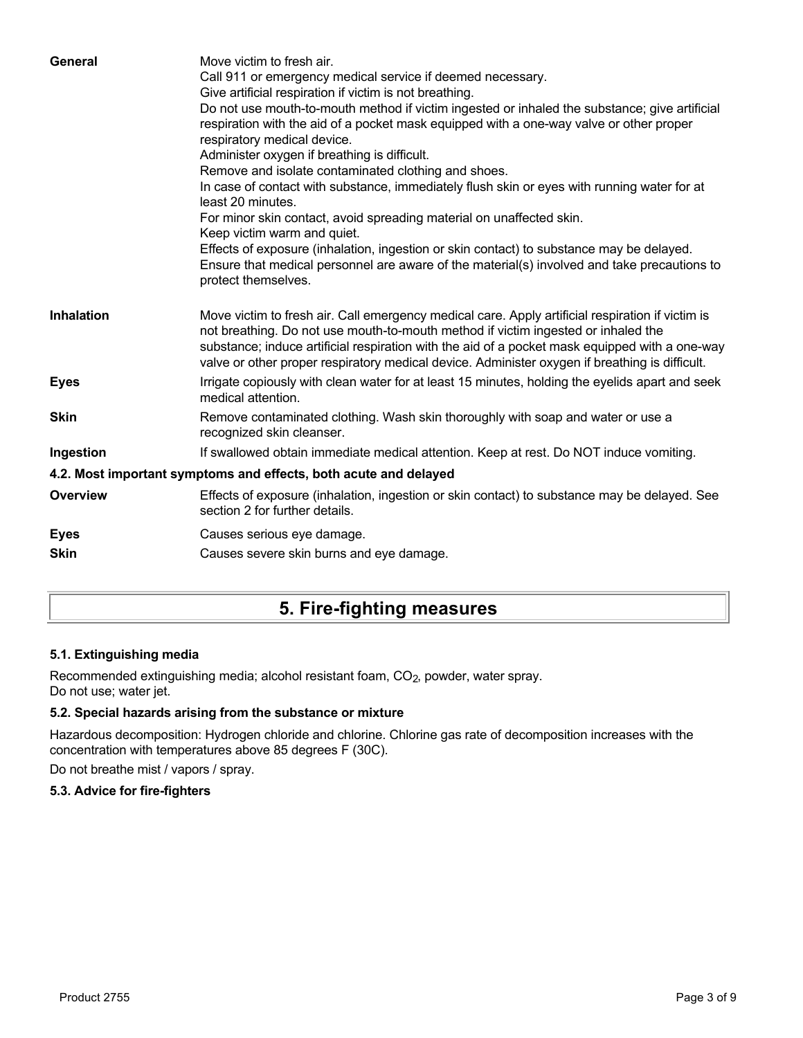| | |
|---|---|
| **General** | Move victim to fresh air.<br>Call 911 or emergency medical service if deemed necessary.<br>Give artificial respiration if victim is not breathing.<br>Do not use mouth-to-mouth method if victim ingested or inhaled the substance; give artificial respiration with the aid of a pocket mask equipped with a one-way valve or other proper respiratory medical device.<br>Administer oxygen if breathing is difficult.<br>Remove and isolate contaminated clothing and shoes.<br>In case of contact with substance, immediately flush skin or eyes with running water for at least 20 minutes.<br>For minor skin contact, avoid spreading material on unaffected skin.<br>Keep victim warm and quiet.<br>Effects of exposure (inhalation, ingestion or skin contact) to substance may be delayed.<br>Ensure that medical personnel are aware of the material(s) involved and take precautions to protect themselves. |
| **Inhalation** | Move victim to fresh air. Call emergency medical care. Apply artificial respiration if victim is not breathing. Do not use mouth-to-mouth method if victim ingested or inhaled the substance; induce artificial respiration with the aid of a pocket mask equipped with a one-way valve or other proper respiratory medical device. Administer oxygen if breathing is difficult. |
| **Eyes** | Irrigate copiously with clean water for at least 15 minutes, holding the eyelids apart and seek medical attention. |
| **Skin** | Remove contaminated clothing. Wash skin thoroughly with soap and water or use a recognized skin cleanser. |
| **Ingestion** | If swallowed obtain immediate medical attention. Keep at rest. Do NOT induce vomiting. |

### 4.2. Most important symptoms and effects, both acute and delayed

| | |
|---|---|
| **Overview** | Effects of exposure (inhalation, ingestion or skin contact) to substance may be delayed. See section 2 for further details. |
| **Eyes** | Causes serious eye damage. |
| **Skin** | Causes severe skin burns and eye damage. |

## 5. Fire-fighting measures

### 5.1. Extinguishing media

Recommended extinguishing media; alcohol resistant foam, $CO_2$, powder, water spray.
Do not use; water jet.

### 5.2. Special hazards arising from the substance or mixture

Hazardous decomposition: Hydrogen chloride and chlorine. Chlorine gas rate of decomposition increases with the concentration with temperatures above 85 degrees F (30C).

Do not breathe mist / vapors / spray.

### 5.3. Advice for fire-fighters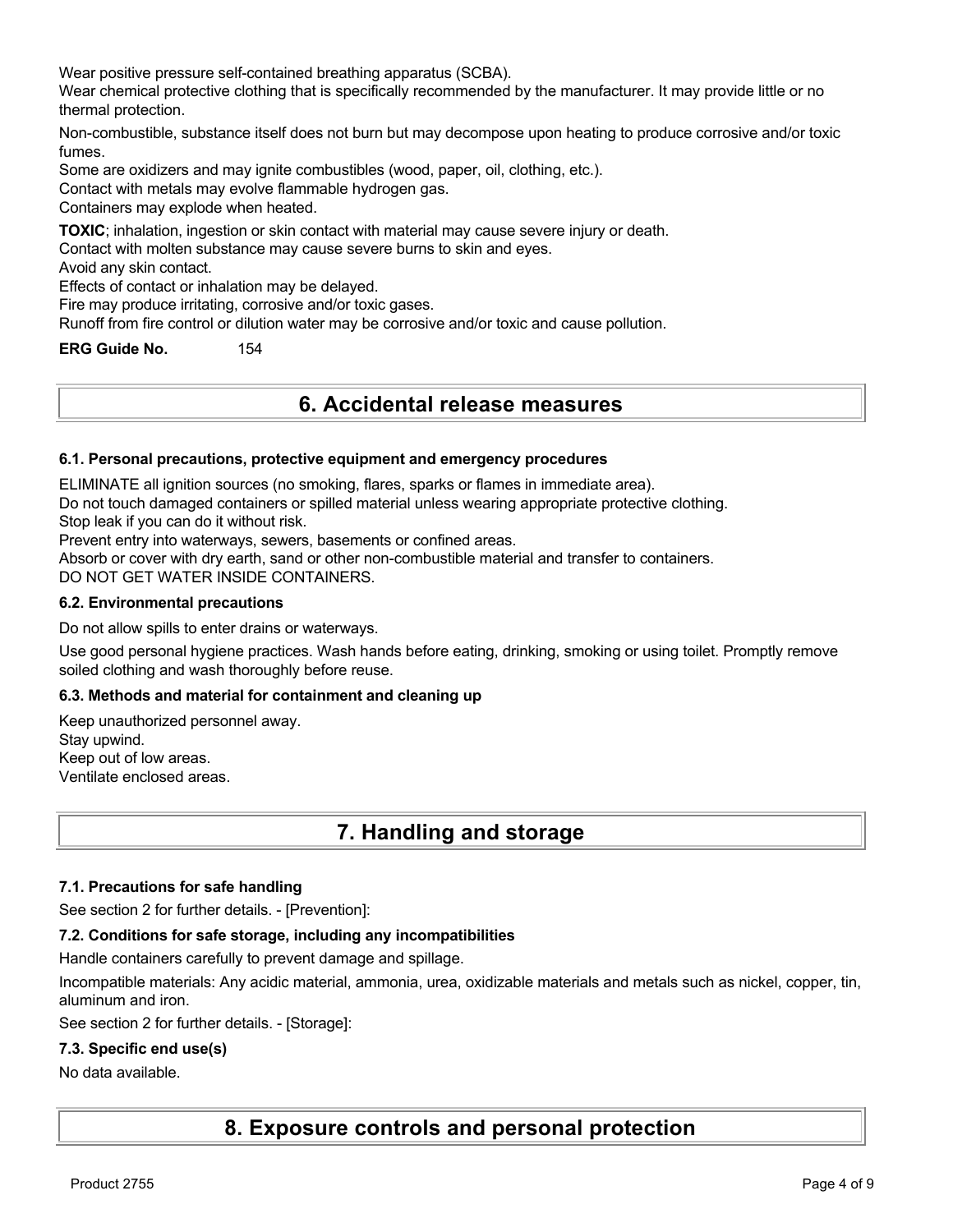Wear positive pressure self-contained breathing apparatus (SCBA).

Wear chemical protective clothing that is specifically recommended by the manufacturer. It may provide little or no thermal protection.

Non-combustible, substance itself does not burn but may decompose upon heating to produce corrosive and/or toxic fumes.

Some are oxidizers and may ignite combustibles (wood, paper, oil, clothing, etc.).

Contact with metals may evolve flammable hydrogen gas.

Containers may explode when heated.

**TOXIC**; inhalation, ingestion or skin contact with material may cause severe injury or death.

Contact with molten substance may cause severe burns to skin and eyes.

Avoid any skin contact.

Effects of contact or inhalation may be delayed.

Fire may produce irritating, corrosive and/or toxic gases.

Runoff from fire control or dilution water may be corrosive and/or toxic and cause pollution.

**ERG Guide No.** 154

# 6. Accidental release measures

### 6.1. Personal precautions, protective equipment and emergency procedures

ELIMINATE all ignition sources (no smoking, flares, sparks or flames in immediate area).

Do not touch damaged containers or spilled material unless wearing appropriate protective clothing.

Stop leak if you can do it without risk.

Prevent entry into waterways, sewers, basements or confined areas.

Absorb or cover with dry earth, sand or other non-combustible material and transfer to containers.

DO NOT GET WATER INSIDE CONTAINERS.

### 6.2. Environmental precautions

Do not allow spills to enter drains or waterways.

Use good personal hygiene practices. Wash hands before eating, drinking, smoking or using toilet. Promptly remove soiled clothing and wash thoroughly before reuse.

### 6.3. Methods and material for containment and cleaning up

Keep unauthorized personnel away.
Stay upwind.
Keep out of low areas.
Ventilate enclosed areas.

# 7. Handling and storage

### 7.1. Precautions for safe handling

See section 2 for further details. - [Prevention]:

### 7.2. Conditions for safe storage, including any incompatibilities

Handle containers carefully to prevent damage and spillage.

Incompatible materials: Any acidic material, ammonia, urea, oxidizable materials and metals such as nickel, copper, tin, aluminum and iron.

See section 2 for further details. - [Storage]:

### 7.3. Specific end use(s)

No data available.

# 8. Exposure controls and personal protection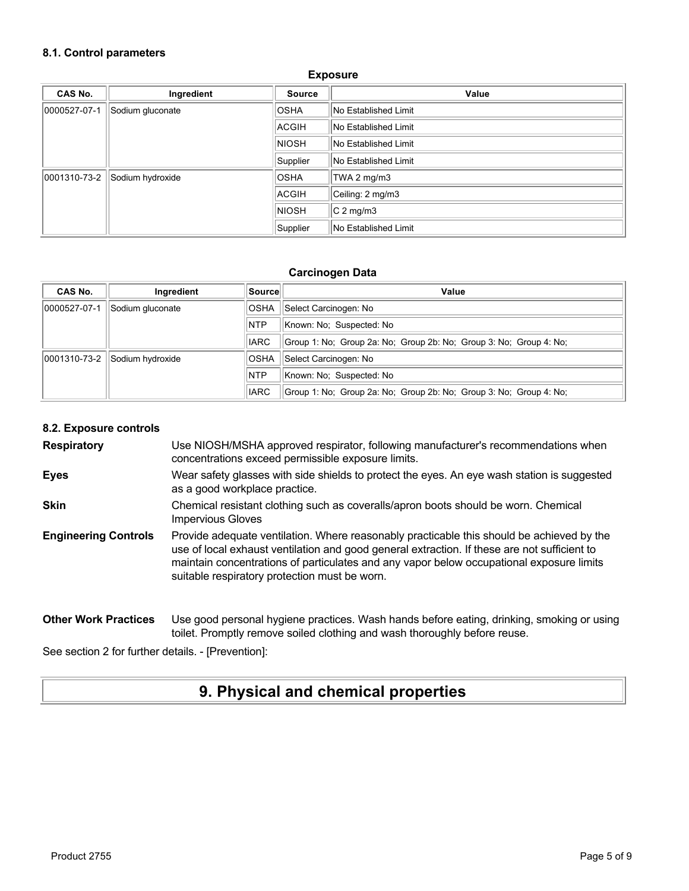### 8.1. Control parameters

**Exposure**

| CAS No. | Ingredient | Source | Value |
|---|---|---|---|
| 0000527-07-1 | Sodium gluconate | OSHA | No Established Limit |
| | | ACGIH | No Established Limit |
| | | NIOSH | No Established Limit |
| | | Supplier | No Established Limit |
| 0001310-73-2 | Sodium hydroxide | OSHA | TWA 2 mg/m3 |
| | | ACGIH | Ceiling: 2 mg/m3 |
| | | NIOSH | C 2 mg/m3 |
| | | Supplier | No Established Limit |

**Carcinogen Data**

| CAS No. | Ingredient | Source | Value |
|---|---|---|---|
| 0000527-07-1 | Sodium gluconate | OSHA | Select Carcinogen: No |
| | | NTP | Known: No; Suspected: No |
| | | IARC | Group 1: No; Group 2a: No; Group 2b: No; Group 3: No; Group 4: No; |
| 0001310-73-2 | Sodium hydroxide | OSHA | Select Carcinogen: No |
| | | NTP | Known: No; Suspected: No |
| | | IARC | Group 1: No; Group 2a: No; Group 2b: No; Group 3: No; Group 4: No; |

### 8.2. Exposure controls

**Respiratory** Use NIOSH/MSHA approved respirator, following manufacturer's recommendations when concentrations exceed permissible exposure limits.

**Eyes** Wear safety glasses with side shields to protect the eyes. An eye wash station is suggested as a good workplace practice.

**Skin** Chemical resistant clothing such as coveralls/apron boots should be worn. Chemical Impervious Gloves

**Engineering Controls** Provide adequate ventilation. Where reasonably practicable this should be achieved by the use of local exhaust ventilation and good general extraction. If these are not sufficient to maintain concentrations of particulates and any vapor below occupational exposure limits suitable respiratory protection must be worn.

**Other Work Practices** Use good personal hygiene practices. Wash hands before eating, drinking, smoking or using toilet. Promptly remove soiled clothing and wash thoroughly before reuse.

See section 2 for further details. - [Prevention]:

# 9. Physical and chemical properties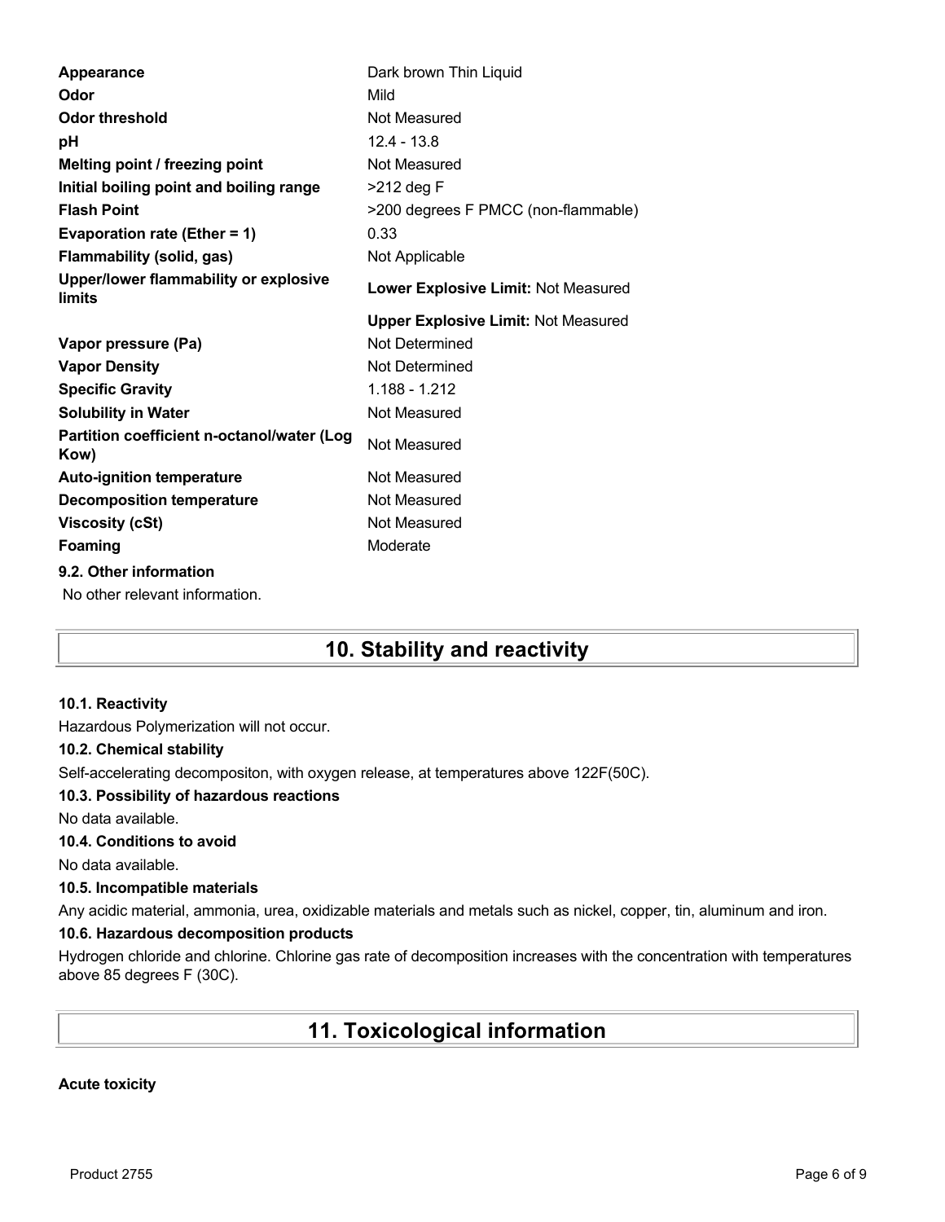| | |
|---|---|
| **Appearance** | Dark brown Thin Liquid |
| **Odor** | Mild |
| **Odor threshold** | Not Measured |
| **pH** | 12.4 - 13.8 |
| **Melting point / freezing point** | Not Measured |
| **Initial boiling point and boiling range** | >212 deg F |
| **Flash Point** | >200 degrees F PMCC (non-flammable) |
| **Evaporation rate (Ether = 1)** | 0.33 |
| **Flammability (solid, gas)** | Not Applicable |
| **Upper/lower flammability or explosive limits** | **Lower Explosive Limit:** Not Measured |
| | **Upper Explosive Limit:** Not Measured |
| **Vapor pressure (Pa)** | Not Determined |
| **Vapor Density** | Not Determined |
| **Specific Gravity** | 1.188 - 1.212 |
| **Solubility in Water** | Not Measured |
| **Partition coefficient n-octanol/water (Log Kow)** | Not Measured |
| **Auto-ignition temperature** | Not Measured |
| **Decomposition temperature** | Not Measured |
| **Viscosity (cSt)** | Not Measured |
| **Foaming** | Moderate |

**9.2. Other information**

No other relevant information.

# 10. Stability and reactivity

**10.1. Reactivity**

Hazardous Polymerization will not occur.

**10.2. Chemical stability**

Self-accelerating decompositon, with oxygen release, at temperatures above 122F(50C).

**10.3. Possibility of hazardous reactions**

No data available.

**10.4. Conditions to avoid**

No data available.

**10.5. Incompatible materials**

Any acidic material, ammonia, urea, oxidizable materials and metals such as nickel, copper, tin, aluminum and iron.

**10.6. Hazardous decomposition products**

Hydrogen chloride and chlorine. Chlorine gas rate of decomposition increases with the concentration with temperatures above 85 degrees F (30C).

# 11. Toxicological information

**Acute toxicity**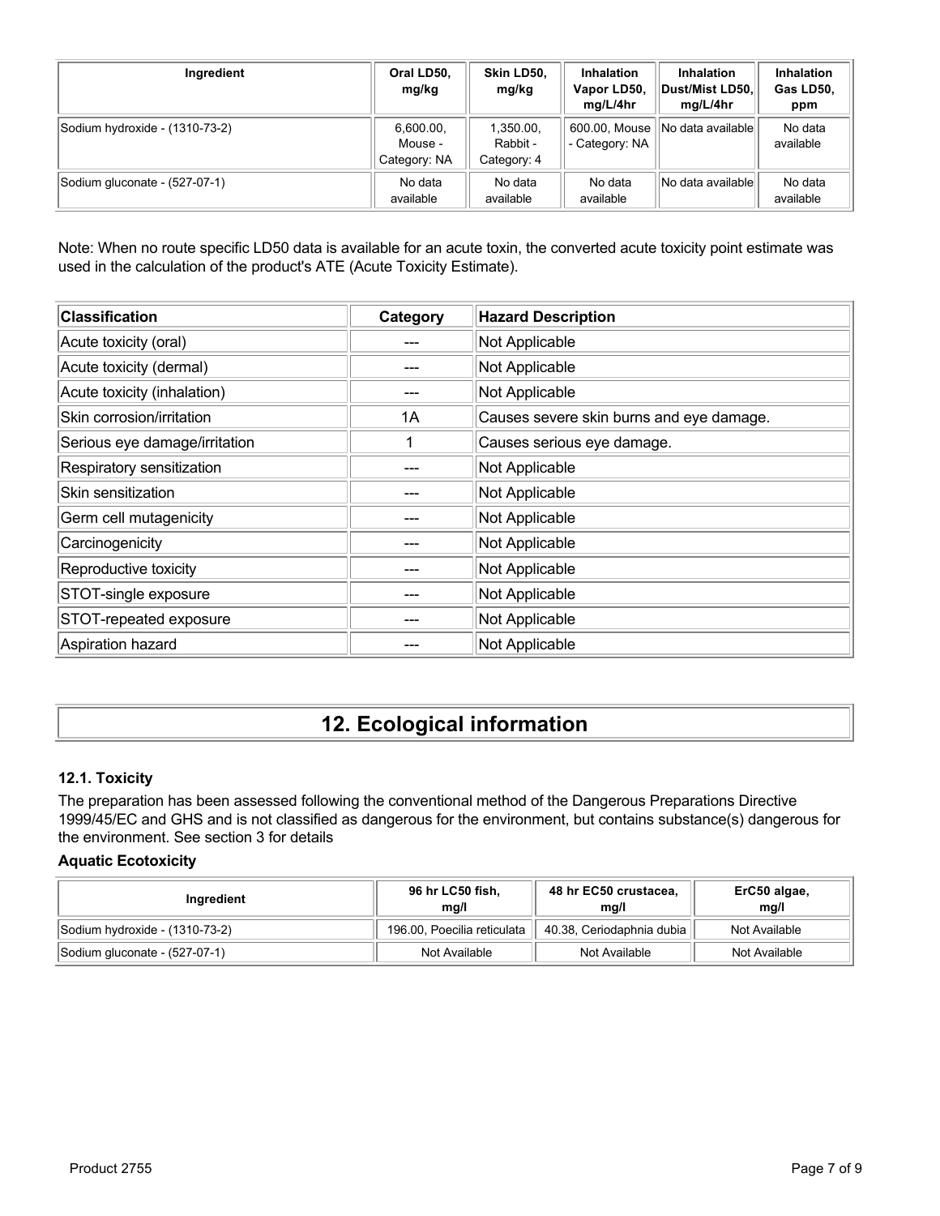| Ingredient | Oral LD50, mg/kg | Skin LD50, mg/kg | Inhalation Vapor LD50, mg/L/4hr | Inhalation Dust/Mist LD50, mg/L/4hr | Inhalation Gas LD50, ppm |
|---|---|---|---|---|---|
| Sodium hydroxide - (1310-73-2) | 6,600.00, Mouse - Category: NA | 1,350.00, Rabbit - Category: 4 | 600.00, Mouse - Category: NA | No data available | No data available |
| Sodium gluconate - (527-07-1) | No data available | No data available | No data available | No data available | No data available |

Note: When no route specific LD50 data is available for an acute toxin, the converted acute toxicity point estimate was used in the calculation of the product's ATE (Acute Toxicity Estimate).

| Classification | Category | Hazard Description |
|---|---|---|
| Acute toxicity (oral) | --- | Not Applicable |
| Acute toxicity (dermal) | --- | Not Applicable |
| Acute toxicity (inhalation) | --- | Not Applicable |
| Skin corrosion/irritation | 1A | Causes severe skin burns and eye damage. |
| Serious eye damage/irritation | 1 | Causes serious eye damage. |
| Respiratory sensitization | --- | Not Applicable |
| Skin sensitization | --- | Not Applicable |
| Germ cell mutagenicity | --- | Not Applicable |
| Carcinogenicity | --- | Not Applicable |
| Reproductive toxicity | --- | Not Applicable |
| STOT-single exposure | --- | Not Applicable |
| STOT-repeated exposure | --- | Not Applicable |
| Aspiration hazard | --- | Not Applicable |

# 12. Ecological information

### 12.1. Toxicity

The preparation has been assessed following the conventional method of the Dangerous Preparations Directive 1999/45/EC and GHS and is not classified as dangerous for the environment, but contains substance(s) dangerous for the environment. See section 3 for details

### Aquatic Ecotoxicity

| Ingredient | 96 hr LC50 fish, mg/l | 48 hr EC50 crustacea, mg/l | ErC50 algae, mg/l |
|---|---|---|---|
| Sodium hydroxide - (1310-73-2) | 196.00, Poecilia reticulata | 40.38, Ceriodaphnia dubia | Not Available |
| Sodium gluconate - (527-07-1) | Not Available | Not Available | Not Available |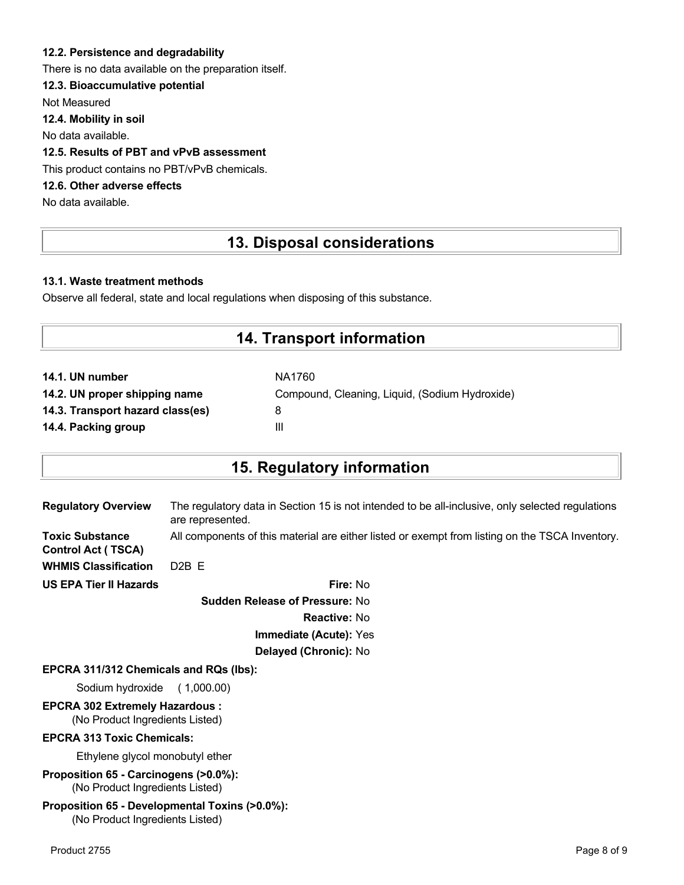#### 12.2. Persistence and degradability

There is no data available on the preparation itself.

#### 12.3. Bioaccumulative potential

Not Measured

#### 12.4. Mobility in soil

No data available.

#### 12.5. Results of PBT and vPvB assessment

This product contains no PBT/vPvB chemicals.

#### 12.6. Other adverse effects

No data available.

## 13. Disposal considerations

#### 13.1. Waste treatment methods

Observe all federal, state and local regulations when disposing of this substance.

## 14. Transport information

| | |
|---|---|
| **14.1. UN number** | NA1760 |
| **14.2. UN proper shipping name** | Compound, Cleaning, Liquid, (Sodium Hydroxide) |
| **14.3. Transport hazard class(es)** | 8 |
| **14.4. Packing group** | III |

## 15. Regulatory information

| | |
|---|---|
| **Regulatory Overview** | The regulatory data in Section 15 is not intended to be all-inclusive, only selected regulations are represented. |
| **Toxic Substance Control Act ( TSCA)** | All components of this material are either listed or exempt from listing on the TSCA Inventory. |
| **WHMIS Classification** | D2B E |

**US EPA Tier II Hazards**

**Fire:** No

**Sudden Release of Pressure:** No

**Reactive:** No

**Immediate (Acute):** Yes

**Delayed (Chronic):** No

**EPCRA 311/312 Chemicals and RQs (lbs):**

Sodium hydroxide ( 1,000.00)

**EPCRA 302 Extremely Hazardous :**

(No Product Ingredients Listed)

**EPCRA 313 Toxic Chemicals:**

Ethylene glycol monobutyl ether

**Proposition 65 - Carcinogens (>0.0%):**

(No Product Ingredients Listed)

**Proposition 65 - Developmental Toxins (>0.0%):**

(No Product Ingredients Listed)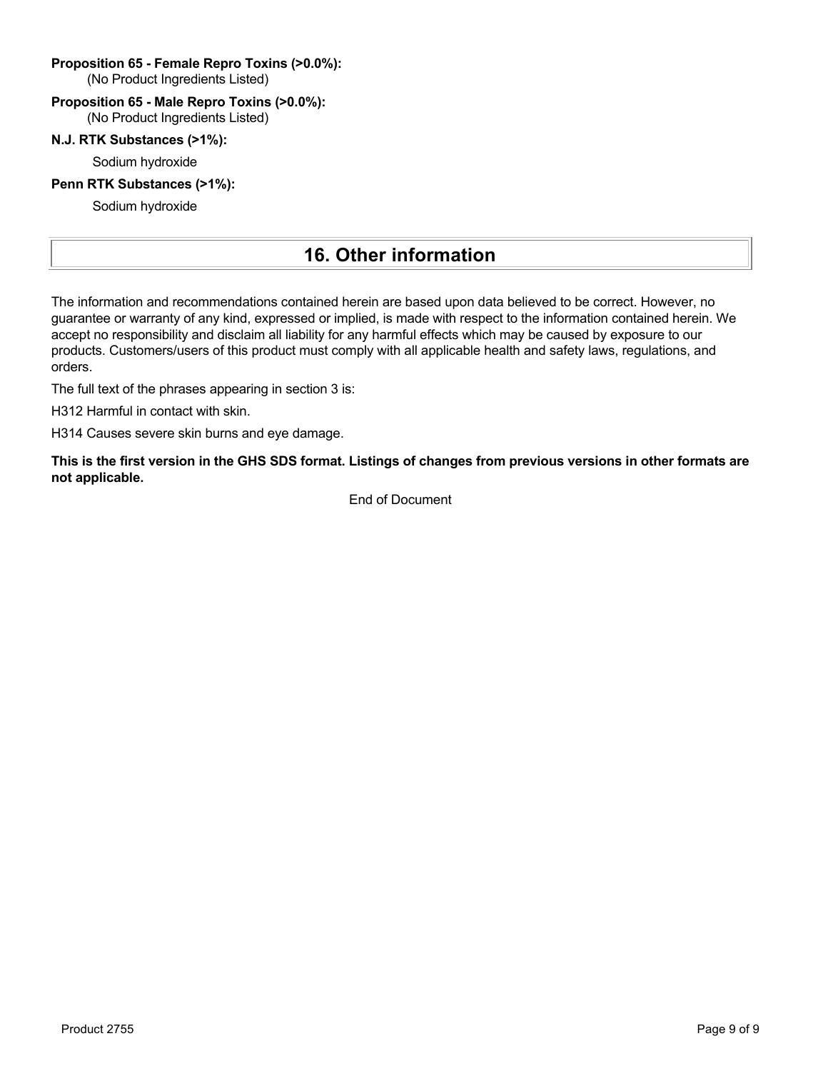**Proposition 65 - Female Repro Toxins (>0.0%):**
(No Product Ingredients Listed)

**Proposition 65 - Male Repro Toxins (>0.0%):**
(No Product Ingredients Listed)

**N.J. RTK Substances (>1%):**

Sodium hydroxide

**Penn RTK Substances (>1%):**

Sodium hydroxide

## 16. Other information

The information and recommendations contained herein are based upon data believed to be correct. However, no guarantee or warranty of any kind, expressed or implied, is made with respect to the information contained herein. We accept no responsibility and disclaim all liability for any harmful effects which may be caused by exposure to our products. Customers/users of this product must comply with all applicable health and safety laws, regulations, and orders.

The full text of the phrases appearing in section 3 is:

H312 Harmful in contact with skin.

H314 Causes severe skin burns and eye damage.

**This is the first version in the GHS SDS format. Listings of changes from previous versions in other formats are not applicable.**

End of Document

Product 2755